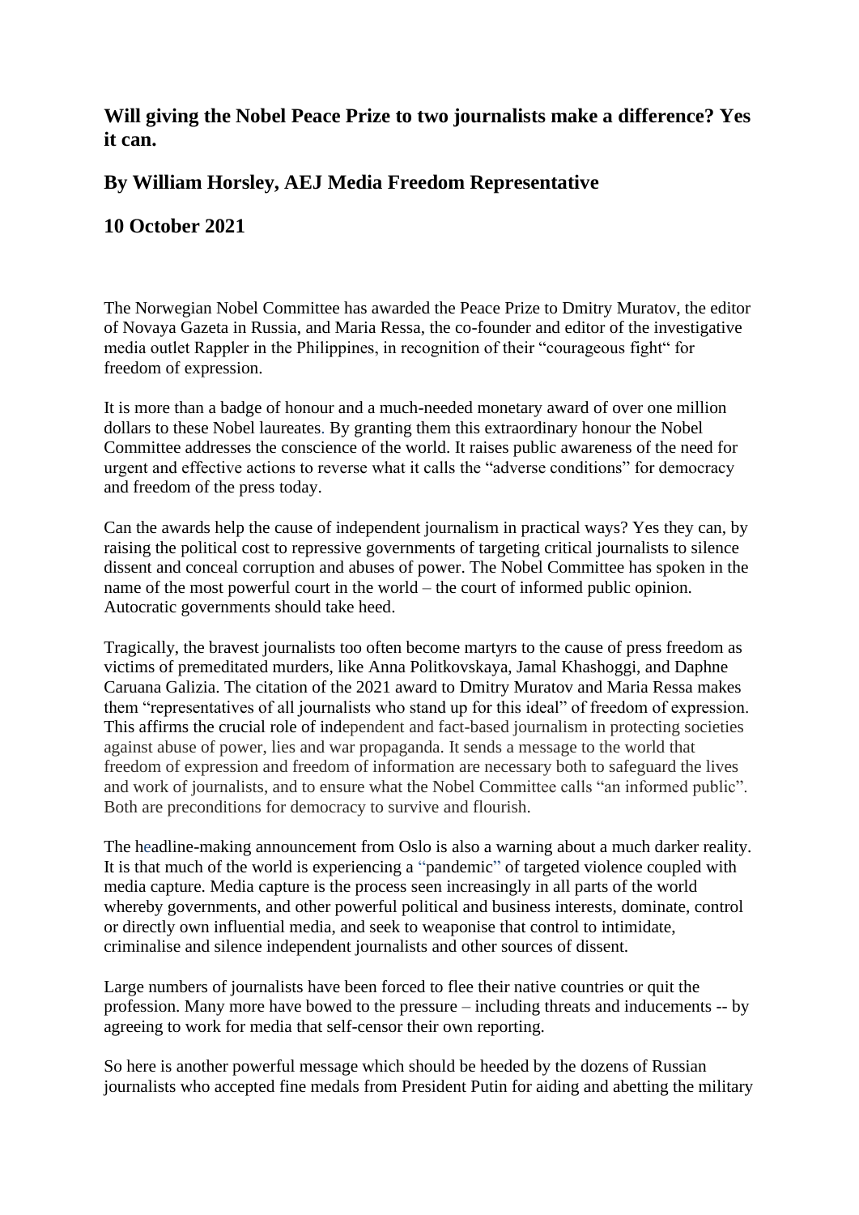# Will giving the Nobel Peace Prize to two journalists make a difference? Yes it can.

## By William Horsley, AEJ Media Freedom Representative

## 10 October 2021

The Norwegian Nobel Committee has awarded the Peace Prize to Dmitry Muratov, the editor of Novaya Gazeta in Russia, and Maria Ressa, the co-founder and editor of the investigative media outlet Rappler in the Philippines, in recognition of their "courageous fight" for freedom of expression.

It is more than a badge of honour and a much-needed monetary award of over one million dollars to these Nobel laureates. By granting them this extraordinary honour the Nobel Committee addresses the conscience of the world. It raises public awareness of the need for urgent and effective actions to reverse what it calls the "adverse conditions" for democracy and freedom of the press today.

Can the awards help the cause of independent journalism in practical ways? Yes they can, by raising the political cost to repressive governments of targeting critical journalists to silence dissent and conceal corruption and abuses of power. The Nobel Committee has spoken in the name of the most powerful court in the world – the court of informed public opinion. Autocratic governments should take heed.

Tragically, the bravest journalists too often become martyrs to the cause of press freedom as victims of premeditated murders, like Anna Politkovskaya, Jamal Khashoggi, and Daphne Caruana Galizia. The citation of the 2021 award to Dmitry Muratov and Maria Ressa makes them "representatives of all journalists who stand up for this ideal" of freedom of expression. This affirms the crucial role of independent and fact-based journalism in protecting societies against abuse of power, lies and war propaganda. It sends a message to the world that freedom of expression and freedom of information are necessary both to safeguard the lives and work of journalists, and to ensure what the Nobel Committee calls "an informed public". Both are preconditions for democracy to survive and flourish.

The headline-making announcement from Oslo is also a warning about a much darker reality. It is that much of the world is experiencing a "pandemic" of targeted violence coupled with media capture. Media capture is the process seen increasingly in all parts of the world whereby governments, and other powerful political and business interests, dominate, control or directly own influential media, and seek to weaponise that control to intimidate, criminalise and silence independent journalists and other sources of dissent.

Large numbers of journalists have been forced to flee their native countries or quit the profession. Many more have bowed to the pressure – including threats and inducements -- by agreeing to work for media that self-censor their own reporting.

So here is another powerful message which should be heeded by the dozens of Russian journalists who accepted fine medals from President Putin for aiding and abetting the military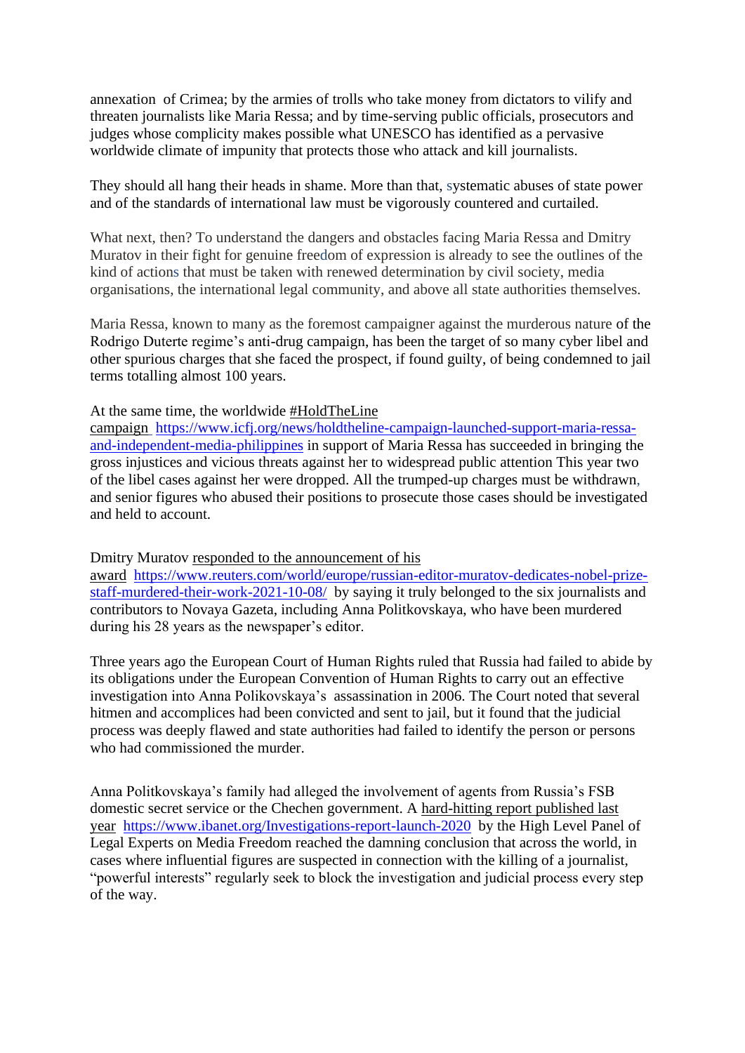annexation of Crimea; by the armies of trolls who take money from dictators to vilify and threaten journalists like Maria Ressa; and by time-serving public officials, prosecutors and judges whose complicity makes possible what UNESCO has identified as a pervasive worldwide climate of impunity that protects those who attack and kill journalists.

They should all hang their heads in shame. More than that, systematic abuses of state power and of the standards of international law must be vigorously countered and curtailed.

What next, then? To understand the dangers and obstacles facing Maria Ressa and Dmitry Muratov in their fight for genuine freedom of expression is already to see the outlines of the kind of actions that must be taken with renewed determination by civil society, media organisations, the international legal community, and above all state authorities themselves.

Maria Ressa, known to many as the foremost campaigner against the murderous nature of the Rodrigo Duterte regime's anti-drug campaign, has been the target of so many cyber libel and other spurious charges that she faced the prospect, if found guilty, of being condemned to jail terms totalling almost 100 years.

At the same time, the worldwide #HoldTheLine campaign https://www.icfj.org/news/holdtheline-campaign-launched-support-maria-ressa-and-independent-media-philippines in support of Maria Ressa has succeeded in bringing the gross injustices and vicious threats against her to widespread public attention This year two of the libel cases against her were dropped. All the trumped-up charges must be withdrawn, and senior figures who abused their positions to prosecute those cases should be investigated and held to account.

Dmitry Muratov responded to the announcement of his award https://www.reuters.com/world/europe/russian-editor-muratov-dedicates-nobel-prize-staff-murdered-their-work-2021-10-08/ by saying it truly belonged to the six journalists and contributors to Novaya Gazeta, including Anna Politkovskaya, who have been murdered during his 28 years as the newspaper's editor.

Three years ago the European Court of Human Rights ruled that Russia had failed to abide by its obligations under the European Convention of Human Rights to carry out an effective investigation into Anna Polikovskaya's assassination in 2006. The Court noted that several hitmen and accomplices had been convicted and sent to jail, but it found that the judicial process was deeply flawed and state authorities had failed to identify the person or persons who had commissioned the murder.

Anna Politkovskaya's family had alleged the involvement of agents from Russia's FSB domestic secret service or the Chechen government. A hard-hitting report published last year https://www.ibanet.org/Investigations-report-launch-2020 by the High Level Panel of Legal Experts on Media Freedom reached the damning conclusion that across the world, in cases where influential figures are suspected in connection with the killing of a journalist, "powerful interests" regularly seek to block the investigation and judicial process every step of the way.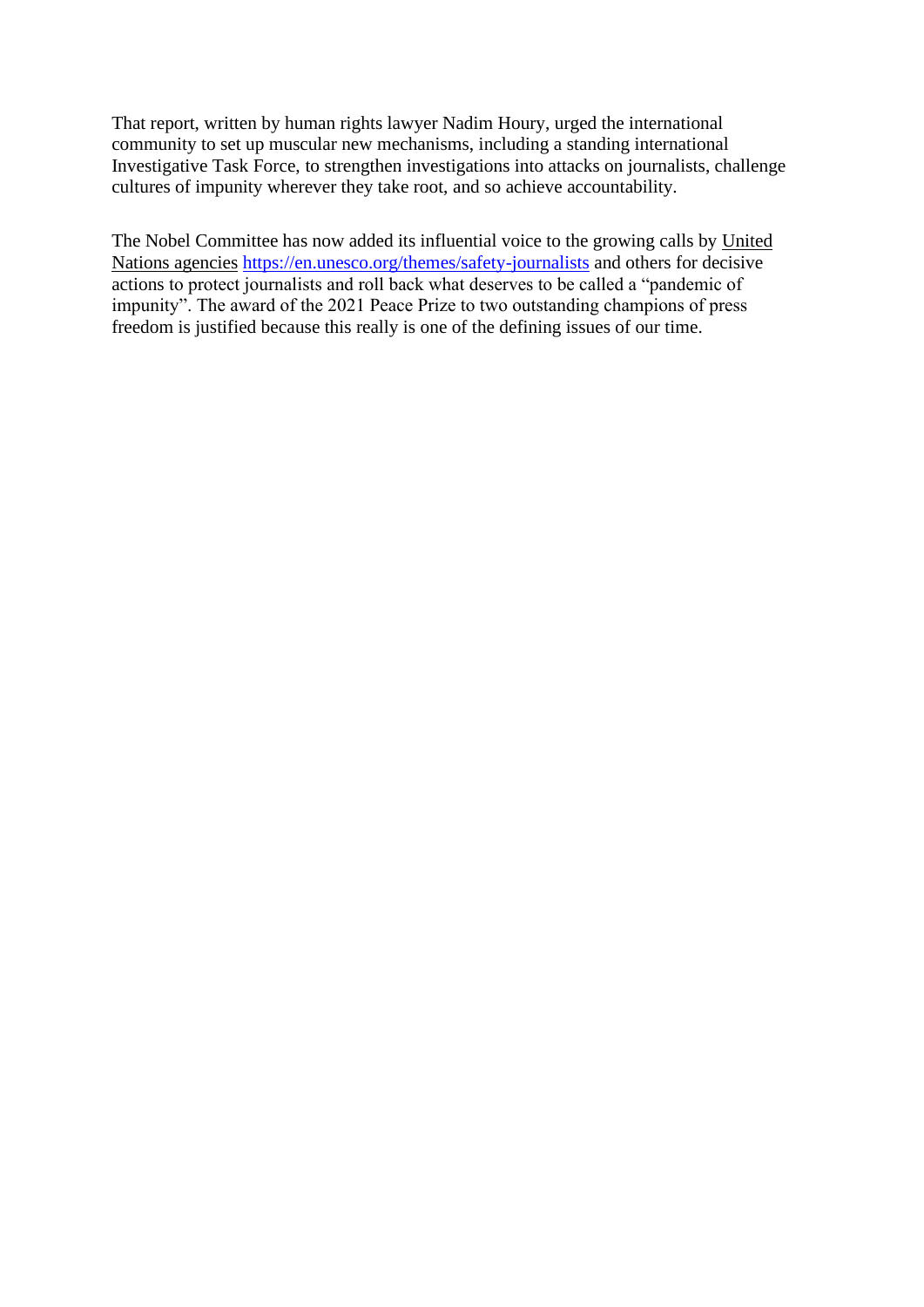That report, written by human rights lawyer Nadim Houry, urged the international community to set up muscular new mechanisms, including a standing international Investigative Task Force, to strengthen investigations into attacks on journalists, challenge cultures of impunity wherever they take root, and so achieve accountability.

The Nobel Committee has now added its influential voice to the growing calls by United Nations agencies https://en.unesco.org/themes/safety-journalists and others for decisive actions to protect journalists and roll back what deserves to be called a "pandemic of impunity". The award of the 2021 Peace Prize to two outstanding champions of press freedom is justified because this really is one of the defining issues of our time.